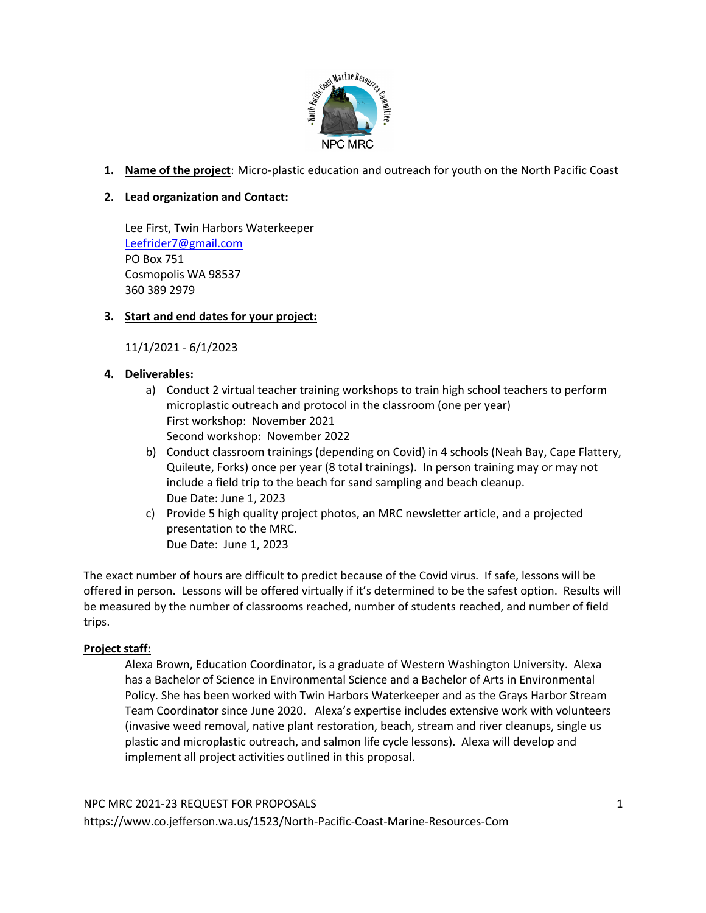1. **Name of the project**: Micro-plastic education and outreach for youth on the North Pacific Coast

2. **Lead organization and Contact:**

   Lee First, Twin Harbors Waterkeeper
   Leefrider7@gmail.com
   PO Box 751
   Cosmopolis WA 98537
   360 389 2979

3. **Start and end dates for your project:**

   11/1/2021 - 6/1/2023

4. **Deliverables:**
   a) Conduct 2 virtual teacher training workshops to train high school teachers to perform microplastic outreach and protocol in the classroom (one per year)
   First workshop: November 2021
   Second workshop: November 2022
   b) Conduct classroom trainings (depending on Covid) in 4 schools (Neah Bay, Cape Flattery, Quileute, Forks) once per year (8 total trainings). In person training may or may not include a field trip to the beach for sand sampling and beach cleanup.
   Due Date: June 1, 2023
   c) Provide 5 high quality project photos, an MRC newsletter article, and a projected presentation to the MRC.
   Due Date: June 1, 2023

The exact number of hours are difficult to predict because of the Covid virus. If safe, lessons will be offered in person. Lessons will be offered virtually if it's determined to be the safest option. Results will be measured by the number of classrooms reached, number of students reached, and number of field trips.

**Project staff:**

Alexa Brown, Education Coordinator, is a graduate of Western Washington University. Alexa has a Bachelor of Science in Environmental Science and a Bachelor of Arts in Environmental Policy. She has been worked with Twin Harbors Waterkeeper and as the Grays Harbor Stream Team Coordinator since June 2020. Alexa's expertise includes extensive work with volunteers (invasive weed removal, native plant restoration, beach, stream and river cleanups, single us plastic and microplastic outreach, and salmon life cycle lessons). Alexa will develop and implement all project activities outlined in this proposal.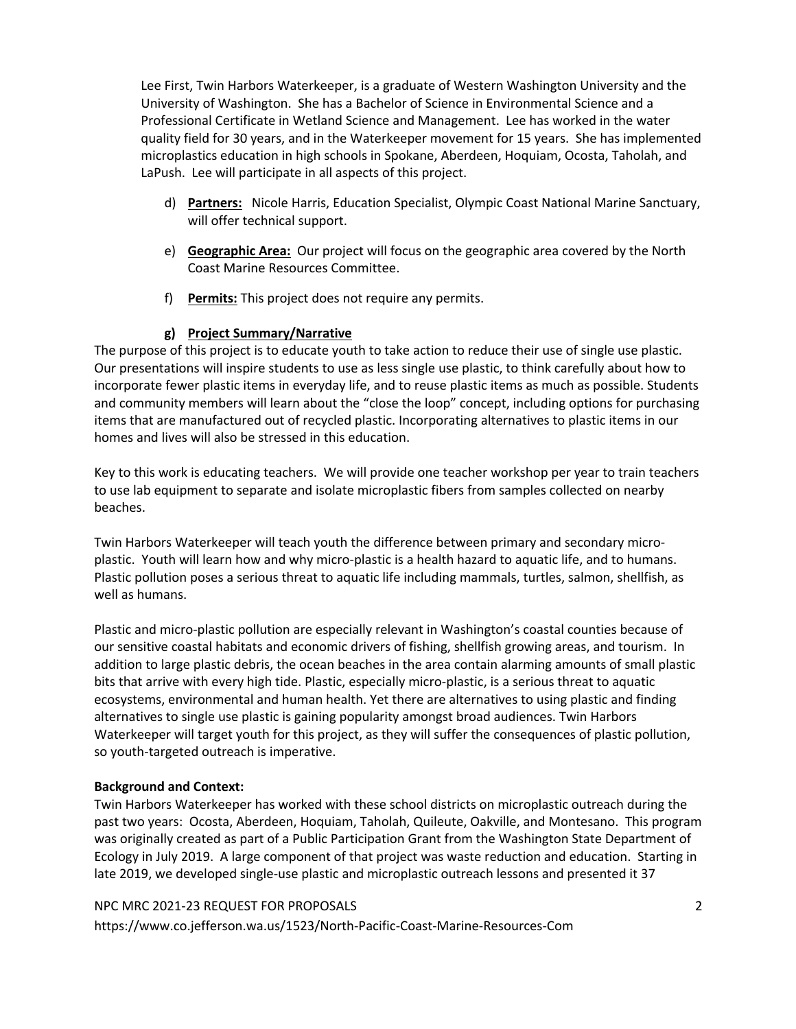Lee First, Twin Harbors Waterkeeper, is a graduate of Western Washington University and the University of Washington. She has a Bachelor of Science in Environmental Science and a Professional Certificate in Wetland Science and Management. Lee has worked in the water quality field for 30 years, and in the Waterkeeper movement for 15 years. She has implemented microplastics education in high schools in Spokane, Aberdeen, Hoquiam, Ocosta, Taholah, and LaPush. Lee will participate in all aspects of this project.

d) **Partners:** Nicole Harris, Education Specialist, Olympic Coast National Marine Sanctuary, will offer technical support.

e) **Geographic Area:** Our project will focus on the geographic area covered by the North Coast Marine Resources Committee.

f) **Permits:** This project does not require any permits.

### g) Project Summary/Narrative

The purpose of this project is to educate youth to take action to reduce their use of single use plastic. Our presentations will inspire students to use as less single use plastic, to think carefully about how to incorporate fewer plastic items in everyday life, and to reuse plastic items as much as possible. Students and community members will learn about the "close the loop" concept, including options for purchasing items that are manufactured out of recycled plastic. Incorporating alternatives to plastic items in our homes and lives will also be stressed in this education.

Key to this work is educating teachers. We will provide one teacher workshop per year to train teachers to use lab equipment to separate and isolate microplastic fibers from samples collected on nearby beaches.

Twin Harbors Waterkeeper will teach youth the difference between primary and secondary micro-plastic. Youth will learn how and why micro-plastic is a health hazard to aquatic life, and to humans. Plastic pollution poses a serious threat to aquatic life including mammals, turtles, salmon, shellfish, as well as humans.

Plastic and micro-plastic pollution are especially relevant in Washington's coastal counties because of our sensitive coastal habitats and economic drivers of fishing, shellfish growing areas, and tourism. In addition to large plastic debris, the ocean beaches in the area contain alarming amounts of small plastic bits that arrive with every high tide. Plastic, especially micro-plastic, is a serious threat to aquatic ecosystems, environmental and human health. Yet there are alternatives to using plastic and finding alternatives to single use plastic is gaining popularity amongst broad audiences. Twin Harbors Waterkeeper will target youth for this project, as they will suffer the consequences of plastic pollution, so youth-targeted outreach is imperative.

**Background and Context:**

Twin Harbors Waterkeeper has worked with these school districts on microplastic outreach during the past two years: Ocosta, Aberdeen, Hoquiam, Taholah, Quileute, Oakville, and Montesano. This program was originally created as part of a Public Participation Grant from the Washington State Department of Ecology in July 2019. A large component of that project was waste reduction and education. Starting in late 2019, we developed single-use plastic and microplastic outreach lessons and presented it 37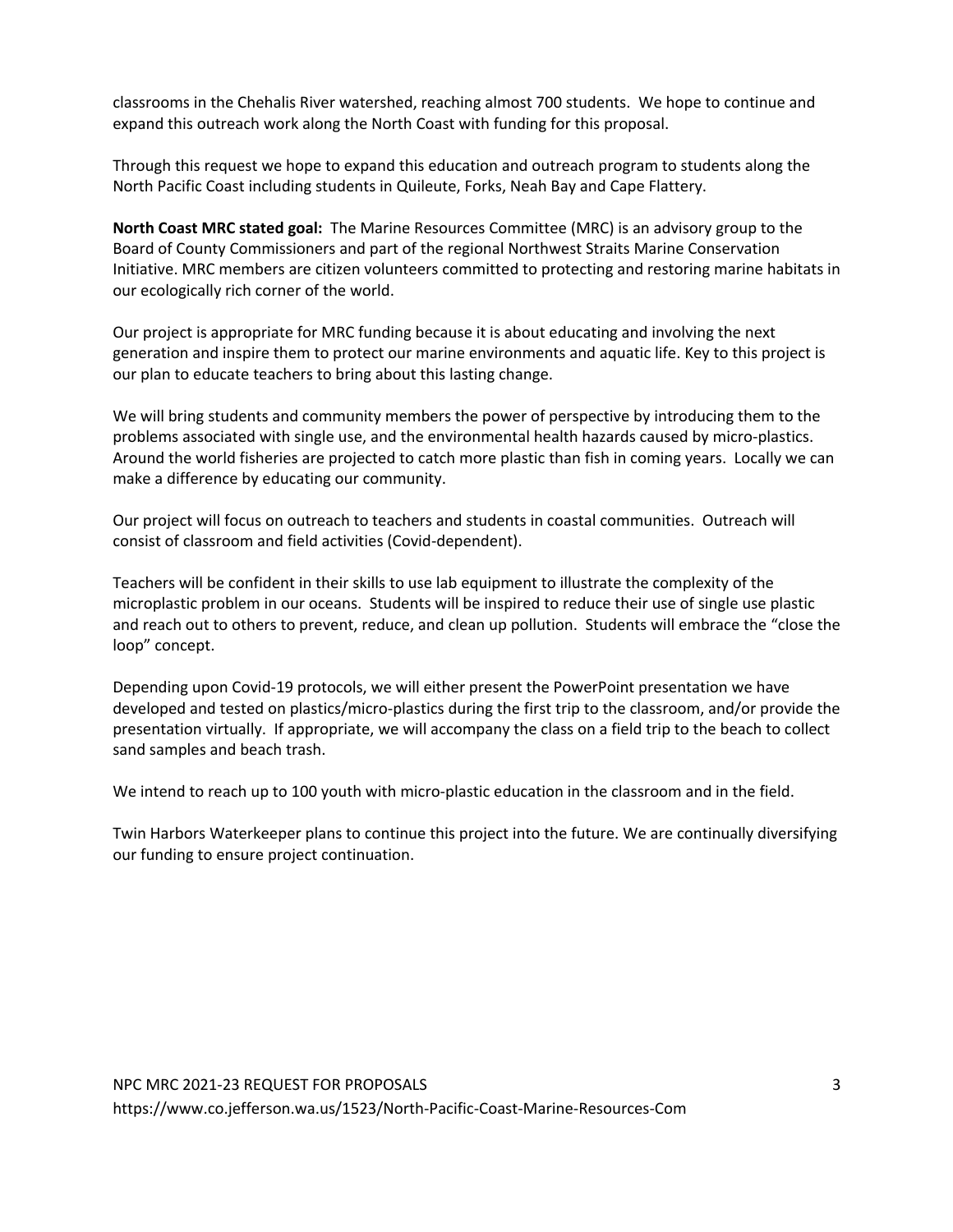classrooms in the Chehalis River watershed, reaching almost 700 students. We hope to continue and expand this outreach work along the North Coast with funding for this proposal.

Through this request we hope to expand this education and outreach program to students along the North Pacific Coast including students in Quileute, Forks, Neah Bay and Cape Flattery.

**North Coast MRC stated goal:** The Marine Resources Committee (MRC) is an advisory group to the Board of County Commissioners and part of the regional Northwest Straits Marine Conservation Initiative. MRC members are citizen volunteers committed to protecting and restoring marine habitats in our ecologically rich corner of the world.

Our project is appropriate for MRC funding because it is about educating and involving the next generation and inspire them to protect our marine environments and aquatic life. Key to this project is our plan to educate teachers to bring about this lasting change.

We will bring students and community members the power of perspective by introducing them to the problems associated with single use, and the environmental health hazards caused by micro-plastics. Around the world fisheries are projected to catch more plastic than fish in coming years. Locally we can make a difference by educating our community.

Our project will focus on outreach to teachers and students in coastal communities. Outreach will consist of classroom and field activities (Covid-dependent).

Teachers will be confident in their skills to use lab equipment to illustrate the complexity of the microplastic problem in our oceans. Students will be inspired to reduce their use of single use plastic and reach out to others to prevent, reduce, and clean up pollution. Students will embrace the "close the loop" concept.

Depending upon Covid-19 protocols, we will either present the PowerPoint presentation we have developed and tested on plastics/micro-plastics during the first trip to the classroom, and/or provide the presentation virtually. If appropriate, we will accompany the class on a field trip to the beach to collect sand samples and beach trash.

We intend to reach up to 100 youth with micro-plastic education in the classroom and in the field.

Twin Harbors Waterkeeper plans to continue this project into the future. We are continually diversifying our funding to ensure project continuation.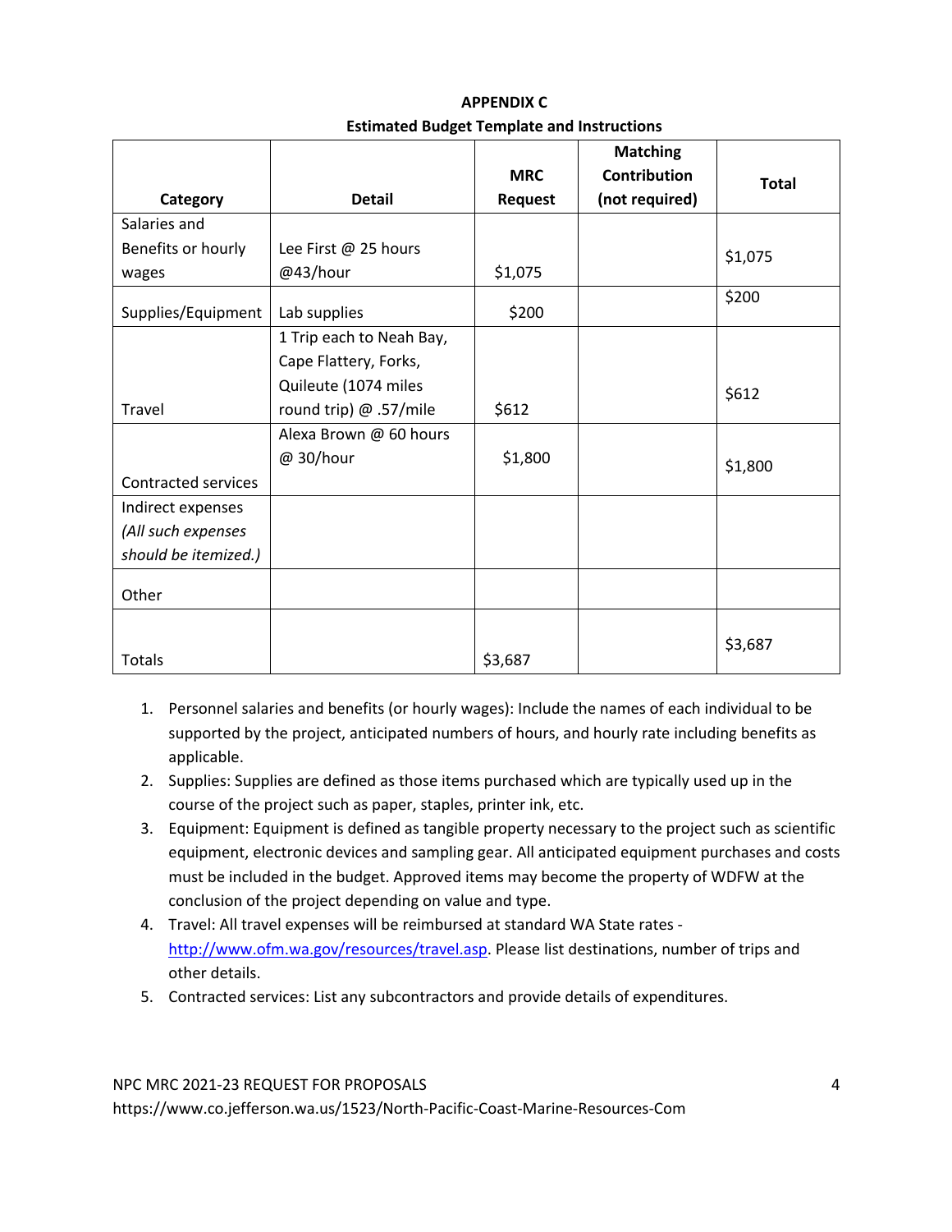**APPENDIX C**

**Estimated Budget Template and Instructions**

| Category | Detail | MRC Request | Matching Contribution (not required) | Total |
|---|---|---|---|---|
| Salaries and Benefits or hourly wages | Lee First @ 25 hours @43/hour | $1,075 | | $1,075 |
| Supplies/Equipment | Lab supplies | $200 | | $200 |
| Travel | 1 Trip each to Neah Bay, Cape Flattery, Forks, Quileute (1074 miles round trip) @ .57/mile | $612 | | $612 |
| Contracted services | Alexa Brown @ 60 hours @ 30/hour | $1,800 | | $1,800 |
| Indirect expenses *(All such expenses should be itemized.)* | | | | |
| Other | | | | |
| Totals | | $3,687 | | $3,687 |

1. Personnel salaries and benefits (or hourly wages): Include the names of each individual to be supported by the project, anticipated numbers of hours, and hourly rate including benefits as applicable.
2. Supplies: Supplies are defined as those items purchased which are typically used up in the course of the project such as paper, staples, printer ink, etc.
3. Equipment: Equipment is defined as tangible property necessary to the project such as scientific equipment, electronic devices and sampling gear. All anticipated equipment purchases and costs must be included in the budget. Approved items may become the property of WDFW at the conclusion of the project depending on value and type.
4. Travel: All travel expenses will be reimbursed at standard WA State rates - http://www.ofm.wa.gov/resources/travel.asp. Please list destinations, number of trips and other details.
5. Contracted services: List any subcontractors and provide details of expenditures.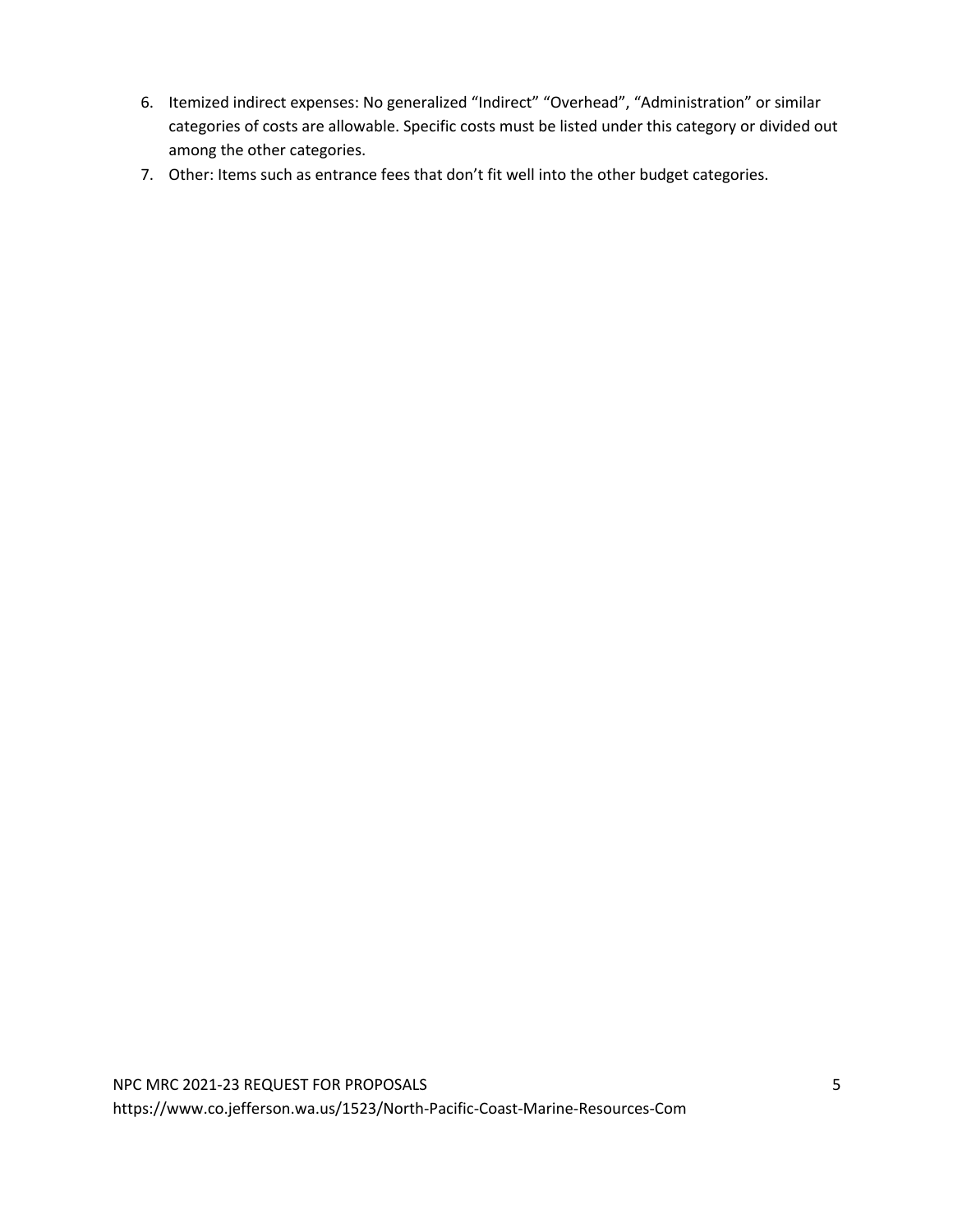6. Itemized indirect expenses: No generalized “Indirect” “Overhead”, “Administration” or similar categories of costs are allowable. Specific costs must be listed under this category or divided out among the other categories.
7. Other: Items such as entrance fees that don’t fit well into the other budget categories.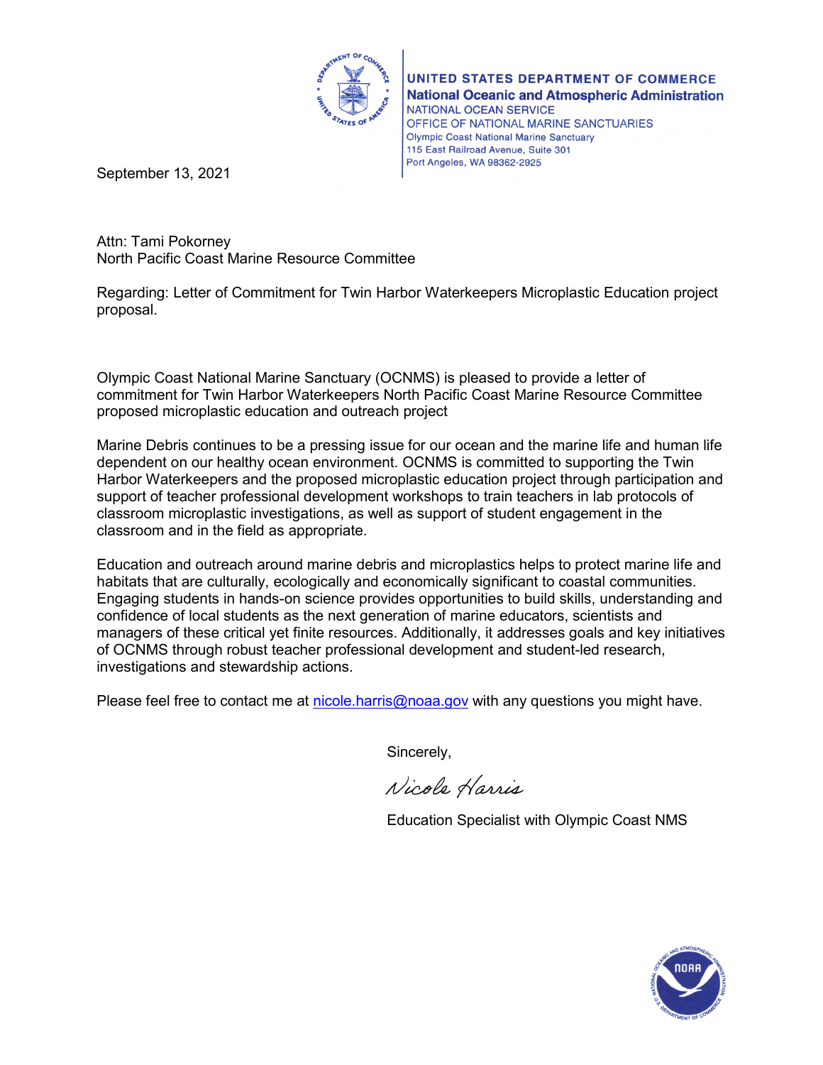UNITED STATES DEPARTMENT OF COMMERCE
National Oceanic and Atmospheric Administration
NATIONAL OCEAN SERVICE
OFFICE OF NATIONAL MARINE SANCTUARIES
Olympic Coast National Marine Sanctuary
115 East Railroad Avenue, Suite 301
Port Angeles, WA 98362-2925

September 13, 2021

Attn: Tami Pokorney
North Pacific Coast Marine Resource Committee

Regarding: Letter of Commitment for Twin Harbor Waterkeepers Microplastic Education project proposal.

Olympic Coast National Marine Sanctuary (OCNMS) is pleased to provide a letter of commitment for Twin Harbor Waterkeepers North Pacific Coast Marine Resource Committee proposed microplastic education and outreach project

Marine Debris continues to be a pressing issue for our ocean and the marine life and human life dependent on our healthy ocean environment. OCNMS is committed to supporting the Twin Harbor Waterkeepers and the proposed microplastic education project through participation and support of teacher professional development workshops to train teachers in lab protocols of classroom microplastic investigations, as well as support of student engagement in the classroom and in the field as appropriate.

Education and outreach around marine debris and microplastics helps to protect marine life and habitats that are culturally, ecologically and economically significant to coastal communities. Engaging students in hands-on science provides opportunities to build skills, understanding and confidence of local students as the next generation of marine educators, scientists and managers of these critical yet finite resources. Additionally, it addresses goals and key initiatives of OCNMS through robust teacher professional development and student-led research, investigations and stewardship actions.

Please feel free to contact me at nicole.harris@noaa.gov with any questions you might have.

Sincerely,

Nicole Harris

Education Specialist with Olympic Coast NMS